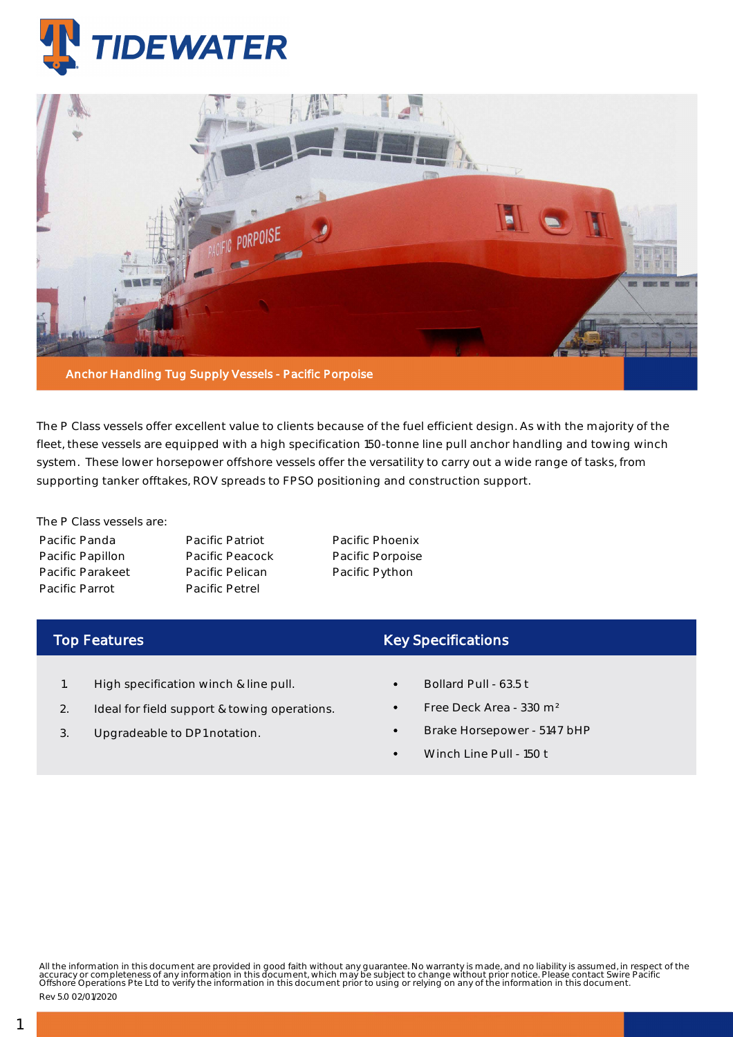# TIDEWATER

Anchor Handling Tug Supply Vessels - Pacific Porpoise

The P Class vessels offer excellent value to clients because of the fuel efficient design. As with the majority of the fleet, these vessels are equipped with a high specification 150-tonne line pull anchor handling and towing winch system. These lower horsepower offshore vessels offer the versatility to carry out a wide range of tasks, from supporting tanker offtakes, ROV spreads to FPSO positioning and construction support.

The P Class vessels are:

- Pacific Panda
- Pacific Papillon
- Pacific Parakeet
- Pacific Parrot
- Pacific Patriot
- Pacific Peacock
- Pacific Pelican
- Pacific Petrel
- Pacific Phoenix
- Pacific Porpoise
- Pacific Python

## Top Features

1. High specification winch & line pull.
2. Ideal for field support & towing operations.
3. Upgradeable to DP1 notation.

## Key Specifications

- Bollard Pull - 63.5 t
- Free Deck Area - 330 m²
- Brake Horsepower - 5147 bHP
- Winch Line Pull - 150 t

All the information in this document are provided in good faith without any guarantee. No warranty is made, and no liability is assumed, in respect of the accuracy or completeness of any information in this document, which may be subject to change without prior notice. Please contact Swire Pacific Offshore Operations Pte Ltd to verify the information in this document prior to using or relying on any of the information in this document.

Rev 5.0 02/01/2020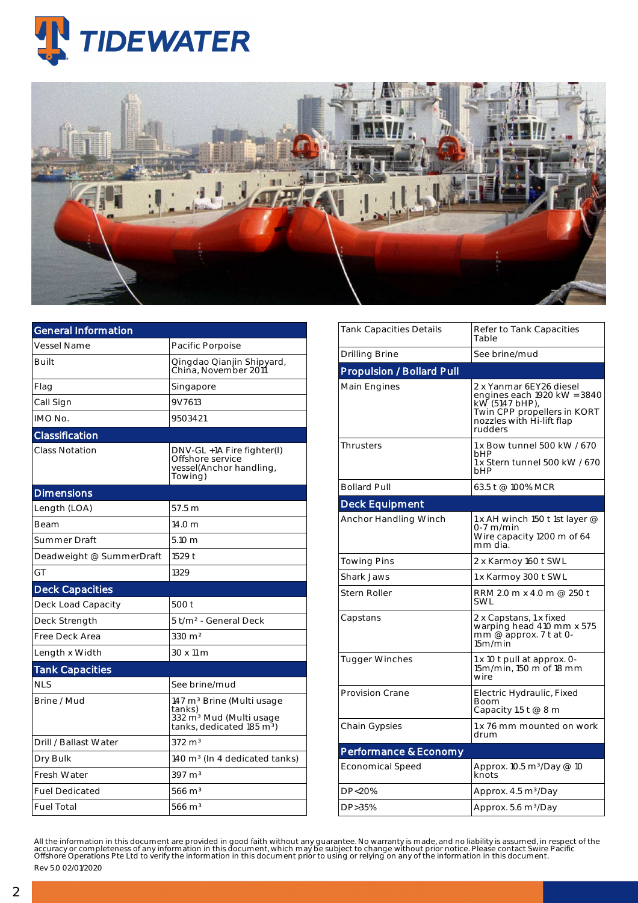# TIDEWATER

| General Information | |
|---|---|
| Vessel Name | Pacific Porpoise |
| Built | Qingdao Qianjin Shipyard, China, November 2011 |
| Flag | Singapore |
| Call Sign | 9V7613 |
| IMO No. | 9503421 |
| **Classification** | |
| Class Notation | DNV-GL +1A Fire fighter(I) Offshore service vessel(Anchor handling, Towing) |
| **Dimensions** | |
| Length (LOA) | 57.5 m |
| Beam | 14.0 m |
| Summer Draft | 5.10 m |
| Deadweight @ SummerDraft | 1529 t |
| GT | 1329 |
| **Deck Capacities** | |
| Deck Load Capacity | 500 t |
| Deck Strength | 5 t/m² - General Deck |
| Free Deck Area | 330 m² |
| Length x Width | 30 x 11 m |
| **Tank Capacities** | |
| NLS | See brine/mud |
| Brine / Mud | 147 m³ Brine (Multi usage tanks) 332 m³ Mud (Multi usage tanks, dedicated 185 m³) |
| Drill / Ballast Water | 372 m³ |
| Dry Bulk | 140 m³ (In 4 dedicated tanks) |
| Fresh Water | 397 m³ |
| Fuel Dedicated | 566 m³ |
| Fuel Total | 566 m³ |
| Tank Capacities Details | Refer to Tank Capacities Table |
| Drilling Brine | See brine/mud |
| **Propulsion / Bollard Pull** | |
| Main Engines | 2 x Yanmar 6EY26 diesel engines each 1920 kW =3840 kW (5147 bHP), Twin CPP propellers in KORT nozzles with Hi-lift flap rudders |
| Thrusters | 1 x Bow tunnel 500 kW / 670 bHP 1 x Stern tunnel 500 kW / 670 bHP |
| Bollard Pull | 63.5 t @ 100% MCR |
| **Deck Equipment** | |
| Anchor Handling Winch | 1 x AH winch 150 t 1st layer @ 0-7 m/min Wire capacity 1200 m of 64 mm dia. |
| Towing Pins | 2 x Karmoy 160 t SWL |
| Shark Jaws | 1 x Karmoy 300 t SWL |
| Stern Roller | RRM 2.0 m x 4.0 m @ 250 t SWL |
| Capstans | 2 x Capstans, 1 x fixed warping head 410 mm x 575 mm @ approx. 7 t at 0-15m/min |
| Tugger Winches | 1 x 10 t pull at approx. 0-15m/min, 150 m of 18 mm wire |
| Provision Crane | Electric Hydraulic, Fixed Boom Capacity 1.5 t @ 8 m |
| Chain Gypsies | 1 x 76 mm mounted on work drum |
| **Performance & Economy** | |
| Economical Speed | Approx. 10.5 m³/Day @ 10 knots |
| DP<20% | Approx. 4.5 m³/Day |
| DP>35% | Approx. 5.6 m³/Day |

All the information in this document are provided in good faith without any guarantee. No warranty is made, and no liability is assumed, in respect of the accuracy or completeness of any information in this document, which may be subject to change without prior notice. Please contact Swire Pacific Offshore Operations Pte Ltd to verify the information in this document prior to using or relying on any of the information in this document.

Rev 5.0 02/01/2020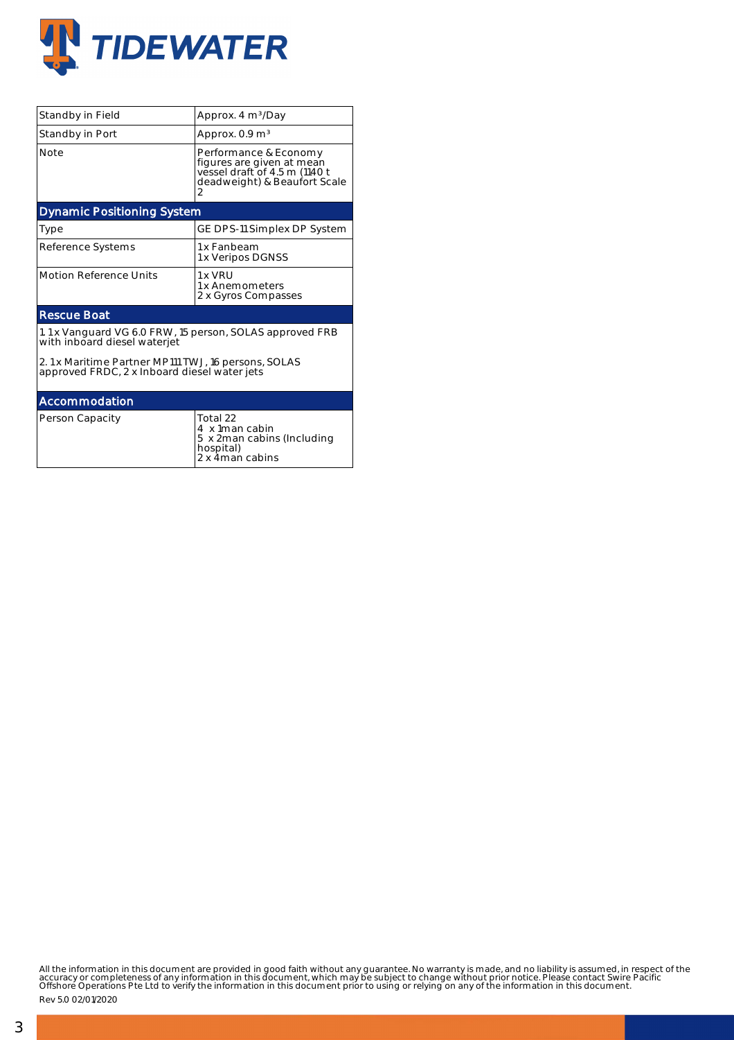| | |
|---|---|
| Standby in Field | Approx. 4 $m^3$/Day |
| Standby in Port | Approx. 0.9 $m^3$ |
| Note | Performance & Economy figures are given at mean vessel draft of 4.5 m (1140 t deadweight) & Beaufort Scale 2 |

## Dynamic Positioning System

| | |
|---|---|
| Type | GE DPS-11 Simplex DP System |
| Reference Systems | 1x Fanbeam<br>1x Veripos DGNSS |
| Motion Reference Units | 1x VRU<br>1x Anemometers<br>2 x Gyros Compasses |

## Rescue Boat

1. 1x Vanguard VG 6.0 FRW, 15 person, SOLAS approved FRB with inboard diesel waterjet

2. 1x Maritime Partner MP111 TWJ, 16 persons, SOLAS approved FRDC, 2 x Inboard diesel water jets

## Accommodation

| | |
|---|---|
| Person Capacity | Total 22<br>4 x 1man cabin<br>5 x 2man cabins (Including hospital)<br>2 x 4man cabins |

All the information in this document are provided in good faith without any guarantee. No warranty is made, and no liability is assumed, in respect of the accuracy or completeness of any information in this document, which may be subject to change without prior notice. Please contact Swire Pacific Offshore Operations Pte Ltd to verify the information in this document prior to using or relying on any of the information in this document.

Rev 5.0 02/01/2020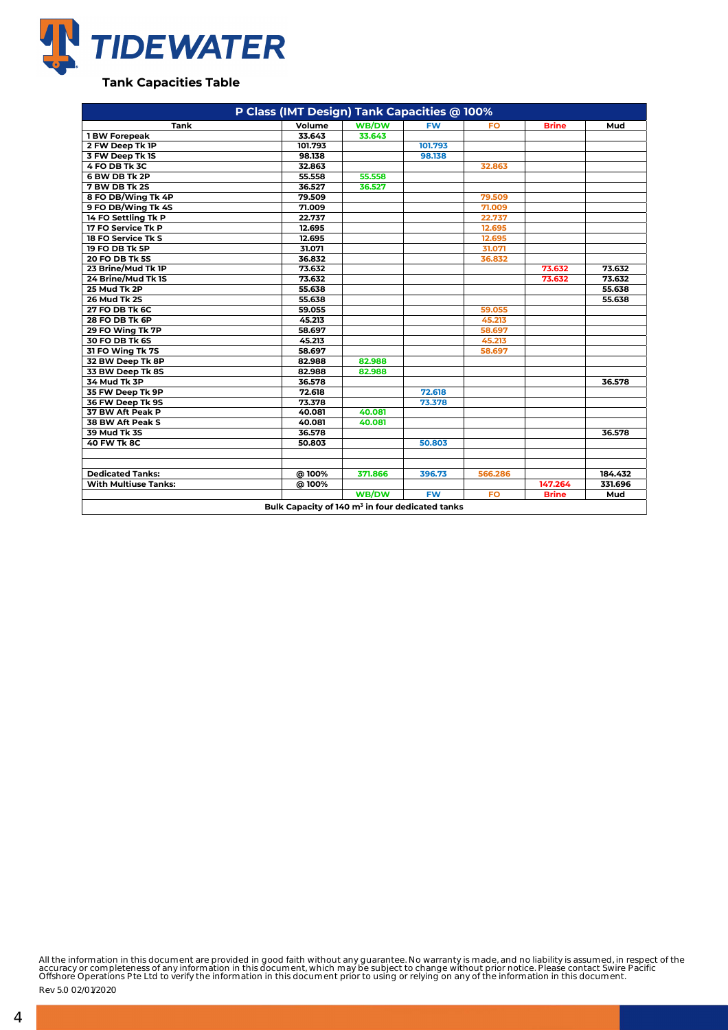**Tank Capacities Table**

| P Class (IMT Design) Tank Capacities @ 100% | | | | | | |
|---|---|---|---|---|---|---|
| Tank | Volume | WB/DW | FW | FO | Brine | Mud |
| 1 BW Forepeak | 33.643 | 33.643 | | | | |
| 2 FW Deep Tk 1P | 101.793 | | 101.793 | | | |
| 3 FW Deep Tk 1S | 98.138 | | 98.138 | | | |
| 4 FO DB Tk 3C | 32.863 | | | 32.863 | | |
| 6 BW DB Tk 2P | 55.558 | 55.558 | | | | |
| 7 BW DB Tk 2S | 36.527 | 36.527 | | | | |
| 8 FO DB/Wing Tk 4P | 79.509 | | | 79.509 | | |
| 9 FO DB/Wing Tk 4S | 71.009 | | | 71.009 | | |
| 14 FO Settling Tk P | 22.737 | | | 22.737 | | |
| 17 FO Service Tk P | 12.695 | | | 12.695 | | |
| 18 FO Service Tk S | 12.695 | | | 12.695 | | |
| 19 FO DB Tk 5P | 31.071 | | | 31.071 | | |
| 20 FO DB Tk 5S | 36.832 | | | 36.832 | | |
| 23 Brine/Mud Tk 1P | 73.632 | | | | 73.632 | 73.632 |
| 24 Brine/Mud Tk 1S | 73.632 | | | | 73.632 | 73.632 |
| 25 Mud Tk 2P | 55.638 | | | | | 55.638 |
| 26 Mud Tk 2S | 55.638 | | | | | 55.638 |
| 27 FO DB Tk 6C | 59.055 | | | 59.055 | | |
| 28 FO DB Tk 6P | 45.213 | | | 45.213 | | |
| 29 FO Wing Tk 7P | 58.697 | | | 58.697 | | |
| 30 FO DB Tk 6S | 45.213 | | | 45.213 | | |
| 31 FO Wing Tk 7S | 58.697 | | | 58.697 | | |
| 32 BW Deep Tk 8P | 82.988 | 82.988 | | | | |
| 33 BW Deep Tk 8S | 82.988 | 82.988 | | | | |
| 34 Mud Tk 3P | 36.578 | | | | | 36.578 |
| 35 FW Deep Tk 9P | 72.618 | | 72.618 | | | |
| 36 FW Deep Tk 9S | 73.378 | | 73.378 | | | |
| 37 BW Aft Peak P | 40.081 | 40.081 | | | | |
| 38 BW Aft Peak S | 40.081 | 40.081 | | | | |
| 39 Mud Tk 3S | 36.578 | | | | | 36.578 |
| 40 FW Tk 8C | 50.803 | | 50.803 | | | |
| | | | | | | |
| | | | | | | |
| Dedicated Tanks: | @ 100% | 371.866 | 396.73 | 566.286 | | 184.432 |
| With Multiuse Tanks: | @ 100% | | | | 147.264 | 331.696 |
| | | WB/DW | FW | FO | Brine | Mud |
| Bulk Capacity of 140 m³ in four dedicated tanks | | | | | | |

All the information in this document are provided in good faith without any guarantee. No warranty is made, and no liability is assumed, in respect of the accuracy or completeness of any information in this document, which may be subject to change without prior notice. Please contact Swire Pacific Offshore Operations Pte Ltd to verify the information in this document prior to using or relying on any of the information in this document.

Rev 5.0 02/01/2020